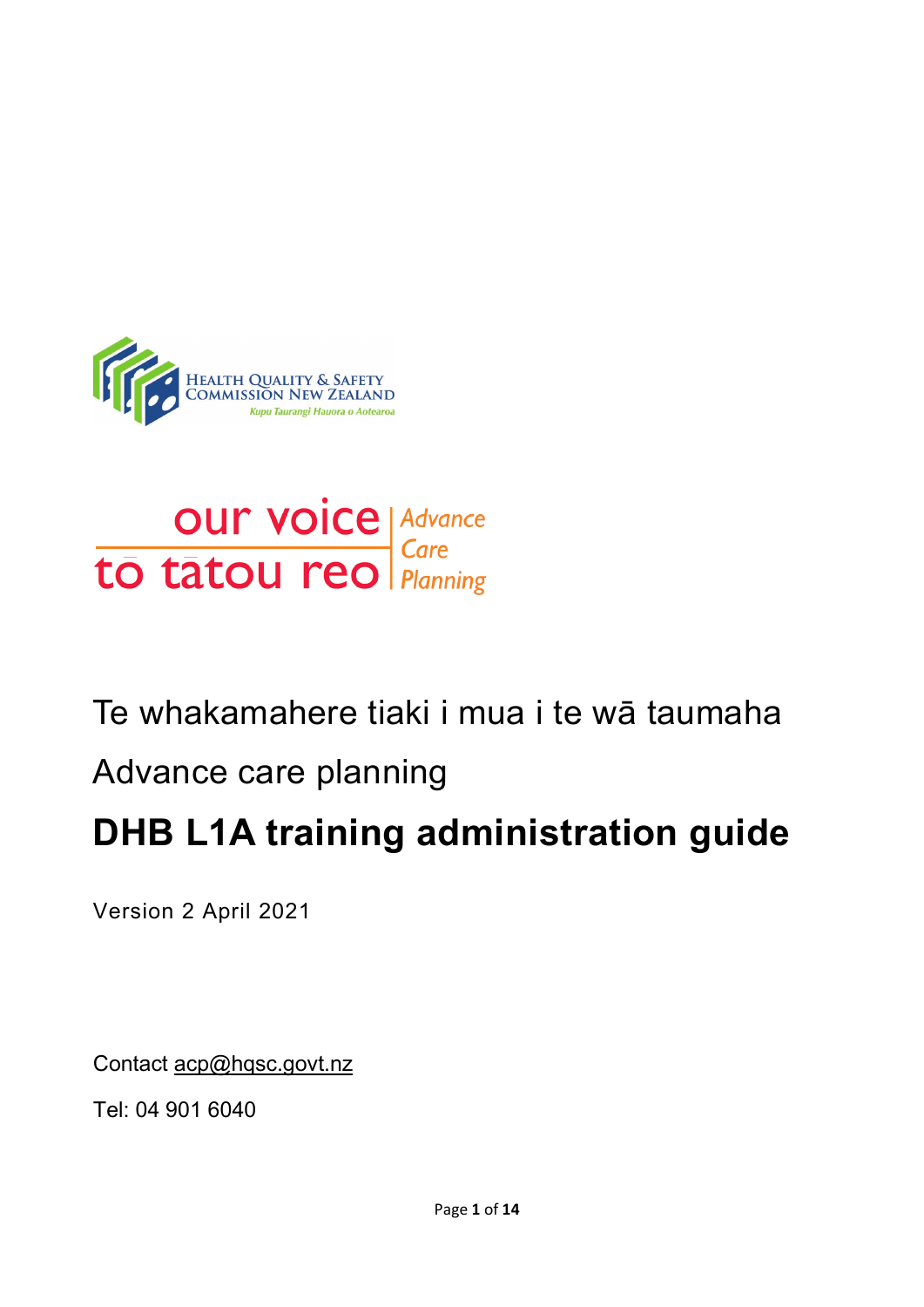Health Quality & Safety Commission New Zealand

Kupu Taurangi Hauora o Aotearoa

our voice | to tātou reo | Advance Care Planning

Te whakamahere tiaki i mua i te wā taumaha

Advance care planning

# DHB L1A training administration guide

Version 2 April 2021

Contact acp@hqsc.govt.nz

Tel: 04 901 6040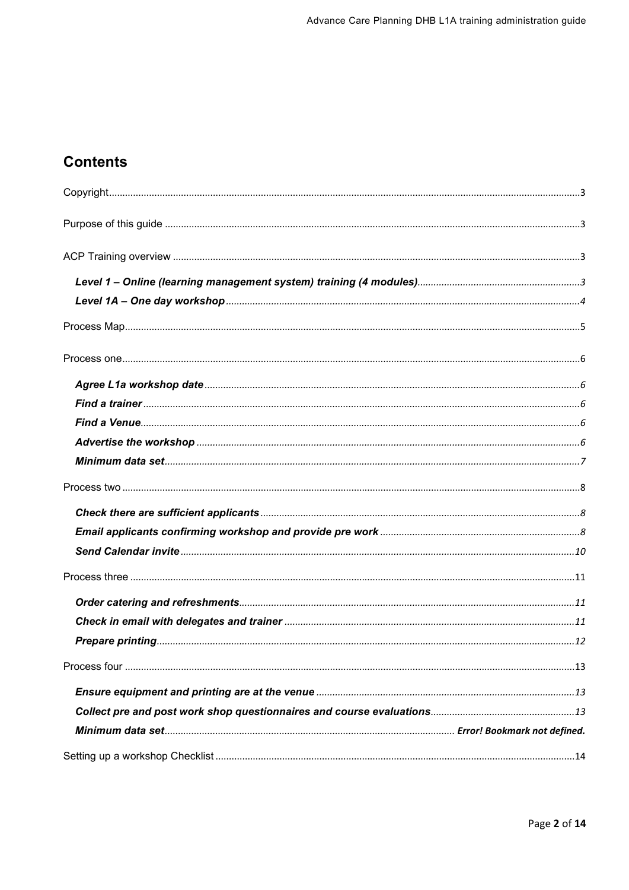## Contents

Copyright.....3

Purpose of this guide.....3

ACP Training overview.....3

- ***Level 1 – Online (learning management system) training (4 modules)*****.....3**
- ***Level 1A – One day workshop*****.....4**

Process Map.....5

Process one.....6

- ***Agree L1a workshop date*****.....6**
- ***Find a trainer*****.....6**
- ***Find a Venue*****.....6**
- ***Advertise the workshop*****.....6**
- ***Minimum data set*****.....7**

Process two.....8

- ***Check there are sufficient applicants*****.....8**
- ***Email applicants confirming workshop and provide pre work*****.....8**
- ***Send Calendar invite*****.....10**

Process three.....11

- ***Order catering and refreshments*****.....11**
- ***Check in email with delegates and trainer*****.....11**
- ***Prepare printing*****.....12**

Process four.....13

- ***Ensure equipment and printing are at the venue*****.....13**
- ***Collect pre and post work shop questionnaires and course evaluations*****.....13**
- ***Minimum data set*****.....Error! Bookmark not defined.**

Setting up a workshop Checklist.....14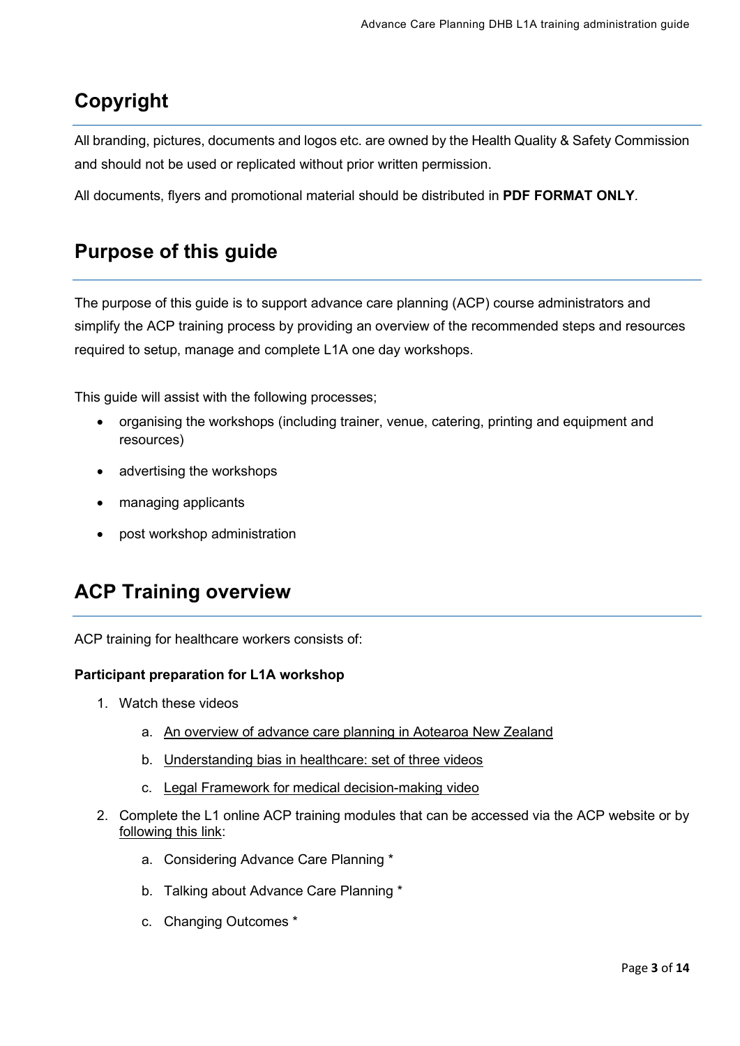## Copyright

All branding, pictures, documents and logos etc. are owned by the Health Quality & Safety Commission and should not be used or replicated without prior written permission.

All documents, flyers and promotional material should be distributed in **PDF FORMAT ONLY**.

## Purpose of this guide

The purpose of this guide is to support advance care planning (ACP) course administrators and simplify the ACP training process by providing an overview of the recommended steps and resources required to setup, manage and complete L1A one day workshops.

This guide will assist with the following processes;

- organising the workshops (including trainer, venue, catering, printing and equipment and resources)
- advertising the workshops
- managing applicants
- post workshop administration

## ACP Training overview

ACP training for healthcare workers consists of:

**Participant preparation for L1A workshop**

1. Watch these videos
    a. An overview of advance care planning in Aotearoa New Zealand
    b. Understanding bias in healthcare: set of three videos
    c. Legal Framework for medical decision-making video
2. Complete the L1 online ACP training modules that can be accessed via the ACP website or by following this link:
    a. Considering Advance Care Planning *
    b. Talking about Advance Care Planning *
    c. Changing Outcomes *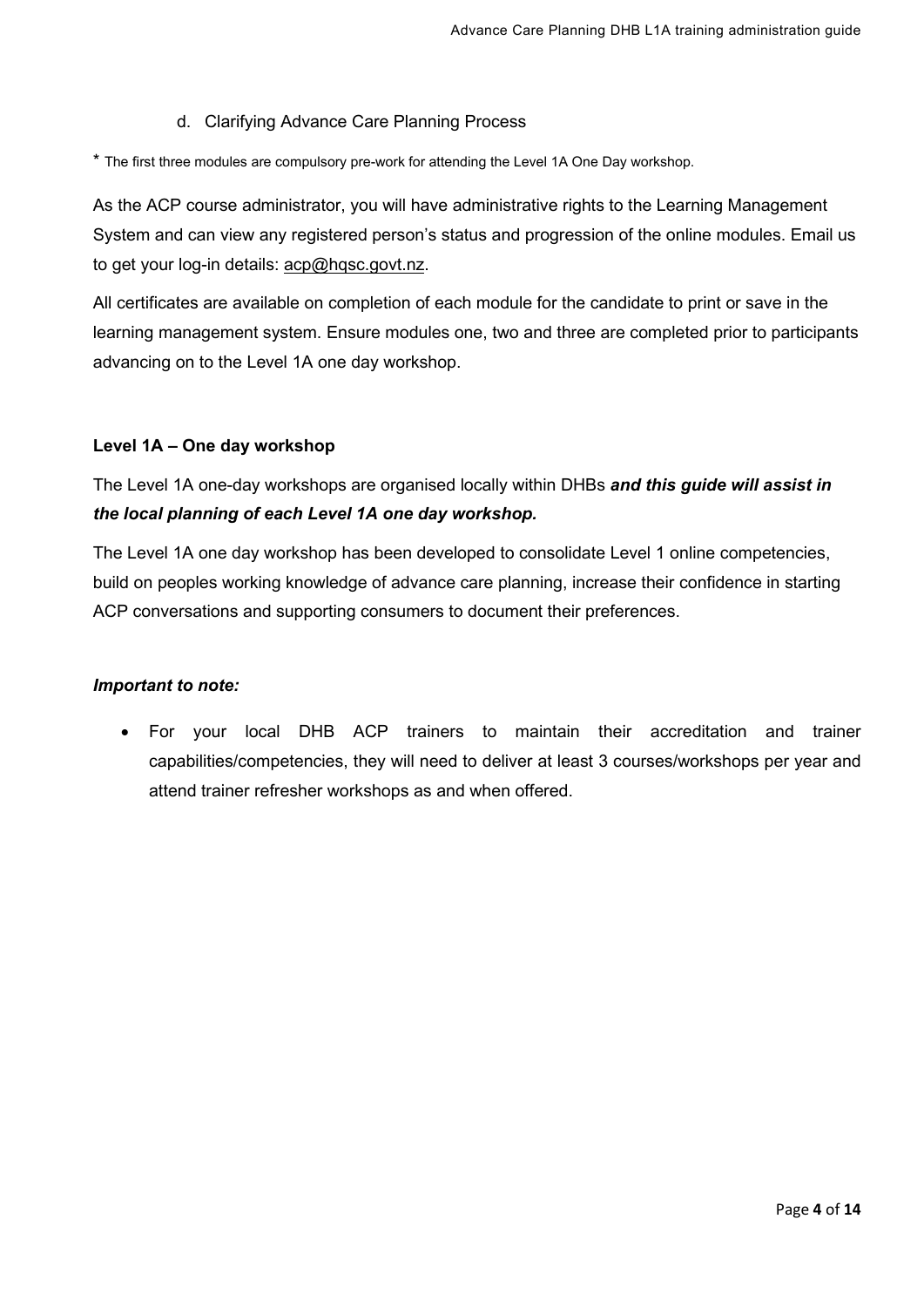d. Clarifying Advance Care Planning Process

\* The first three modules are compulsory pre-work for attending the Level 1A One Day workshop.

As the ACP course administrator, you will have administrative rights to the Learning Management System and can view any registered person's status and progression of the online modules. Email us to get your log-in details: acp@hqsc.govt.nz.

All certificates are available on completion of each module for the candidate to print or save in the learning management system. Ensure modules one, two and three are completed prior to participants advancing on to the Level 1A one day workshop.

**Level 1A – One day workshop**

The Level 1A one-day workshops are organised locally within DHBs ***and this guide will assist in the local planning of each Level 1A one day workshop.***

The Level 1A one day workshop has been developed to consolidate Level 1 online competencies, build on peoples working knowledge of advance care planning, increase their confidence in starting ACP conversations and supporting consumers to document their preferences.

***Important to note:***

- For your local DHB ACP trainers to maintain their accreditation and trainer capabilities/competencies, they will need to deliver at least 3 courses/workshops per year and attend trainer refresher workshops as and when offered.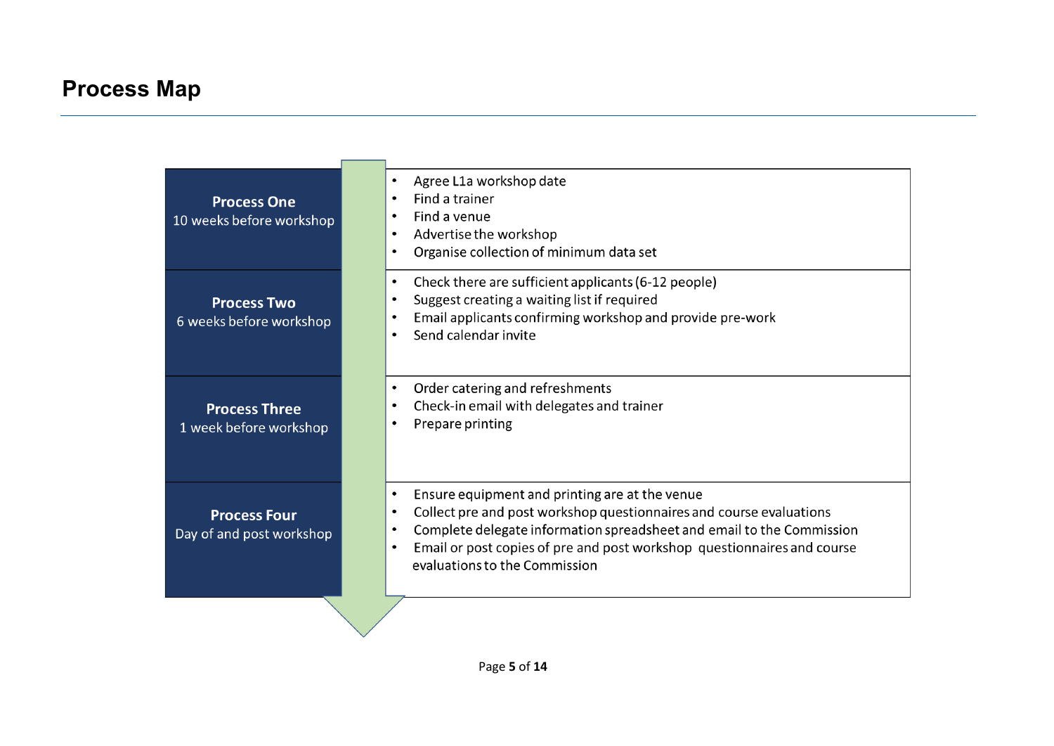# Process Map

| Process | Tasks |
| --- | --- |
| **Process One**<br>10 weeks before workshop | • Agree L1a workshop date<br>• Find a trainer<br>• Find a venue<br>• Advertise the workshop<br>• Organise collection of minimum data set |
| **Process Two**<br>6 weeks before workshop | • Check there are sufficient applicants (6-12 people)<br>• Suggest creating a waiting list if required<br>• Email applicants confirming workshop and provide pre-work<br>• Send calendar invite |
| **Process Three**<br>1 week before workshop | • Order catering and refreshments<br>• Check-in email with delegates and trainer<br>• Prepare printing |
| **Process Four**<br>Day of and post workshop | • Ensure equipment and printing are at the venue<br>• Collect pre and post workshop questionnaires and course evaluations<br>• Complete delegate information spreadsheet and email to the Commission<br>• Email or post copies of pre and post workshop questionnaires and course evaluations to the Commission |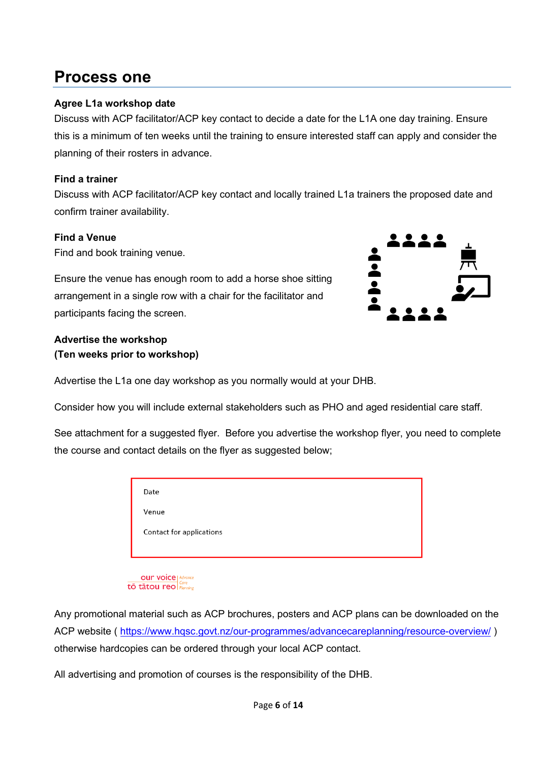## Process one

**Agree L1a workshop date**

Discuss with ACP facilitator/ACP key contact to decide a date for the L1A one day training. Ensure this is a minimum of ten weeks until the training to ensure interested staff can apply and consider the planning of their rosters in advance.

**Find a trainer**

Discuss with ACP facilitator/ACP key contact and locally trained L1a trainers the proposed date and confirm trainer availability.

**Find a Venue**

Find and book training venue.

Ensure the venue has enough room to add a horse shoe sitting arrangement in a single row with a chair for the facilitator and participants facing the screen.

**Advertise the workshop**
**(Ten weeks prior to workshop)**

Advertise the L1a one day workshop as you normally would at your DHB.

Consider how you will include external stakeholders such as PHO and aged residential care staff.

See attachment for a suggested flyer. Before you advertise the workshop flyer, you need to complete the course and contact details on the flyer as suggested below;

| Date |
|---|
| Venue |
| Contact for applications |

our voice | Advance Care Planning
tō tātou reo

Any promotional material such as ACP brochures, posters and ACP plans can be downloaded on the ACP website ( https://www.hqsc.govt.nz/our-programmes/advancecareplanning/resource-overview/ ) otherwise hardcopies can be ordered through your local ACP contact.

All advertising and promotion of courses is the responsibility of the DHB.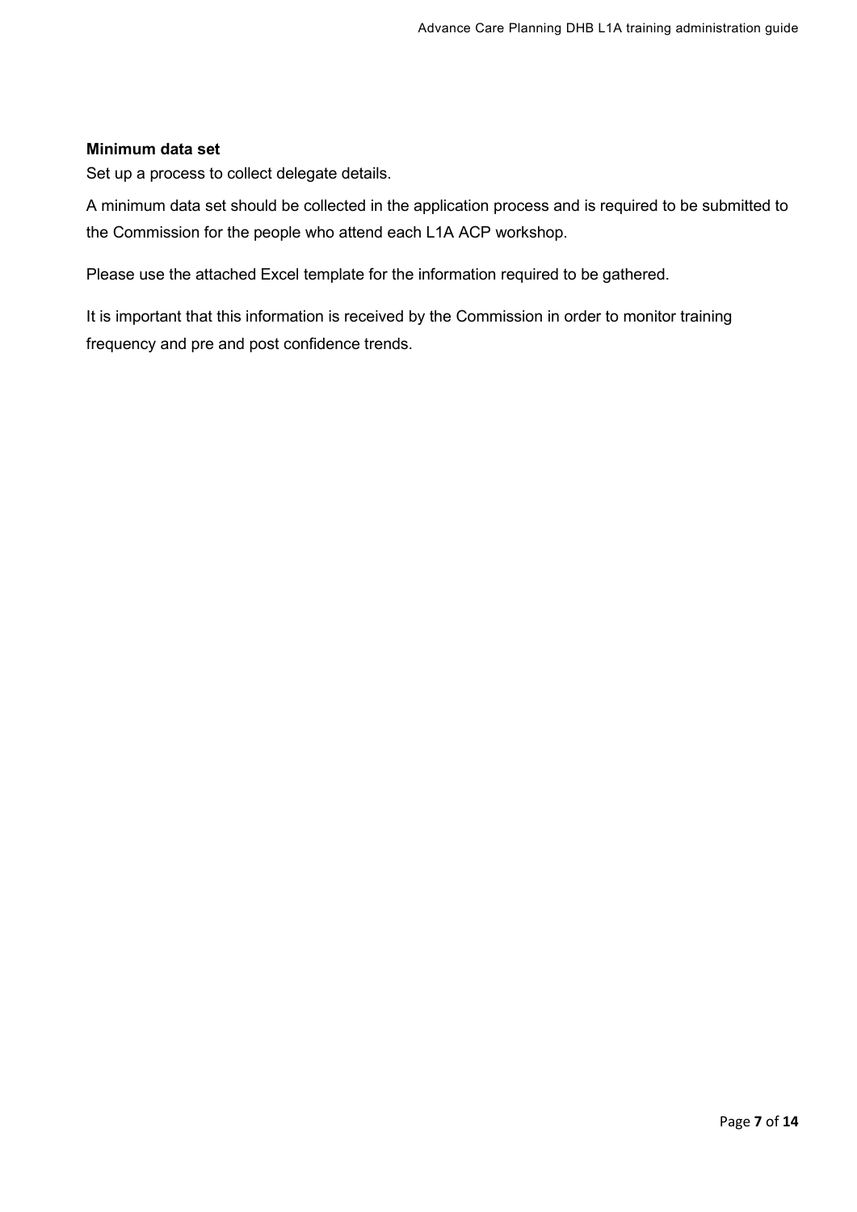**Minimum data set**

Set up a process to collect delegate details.

A minimum data set should be collected in the application process and is required to be submitted to the Commission for the people who attend each L1A ACP workshop.

Please use the attached Excel template for the information required to be gathered.

It is important that this information is received by the Commission in order to monitor training frequency and pre and post confidence trends.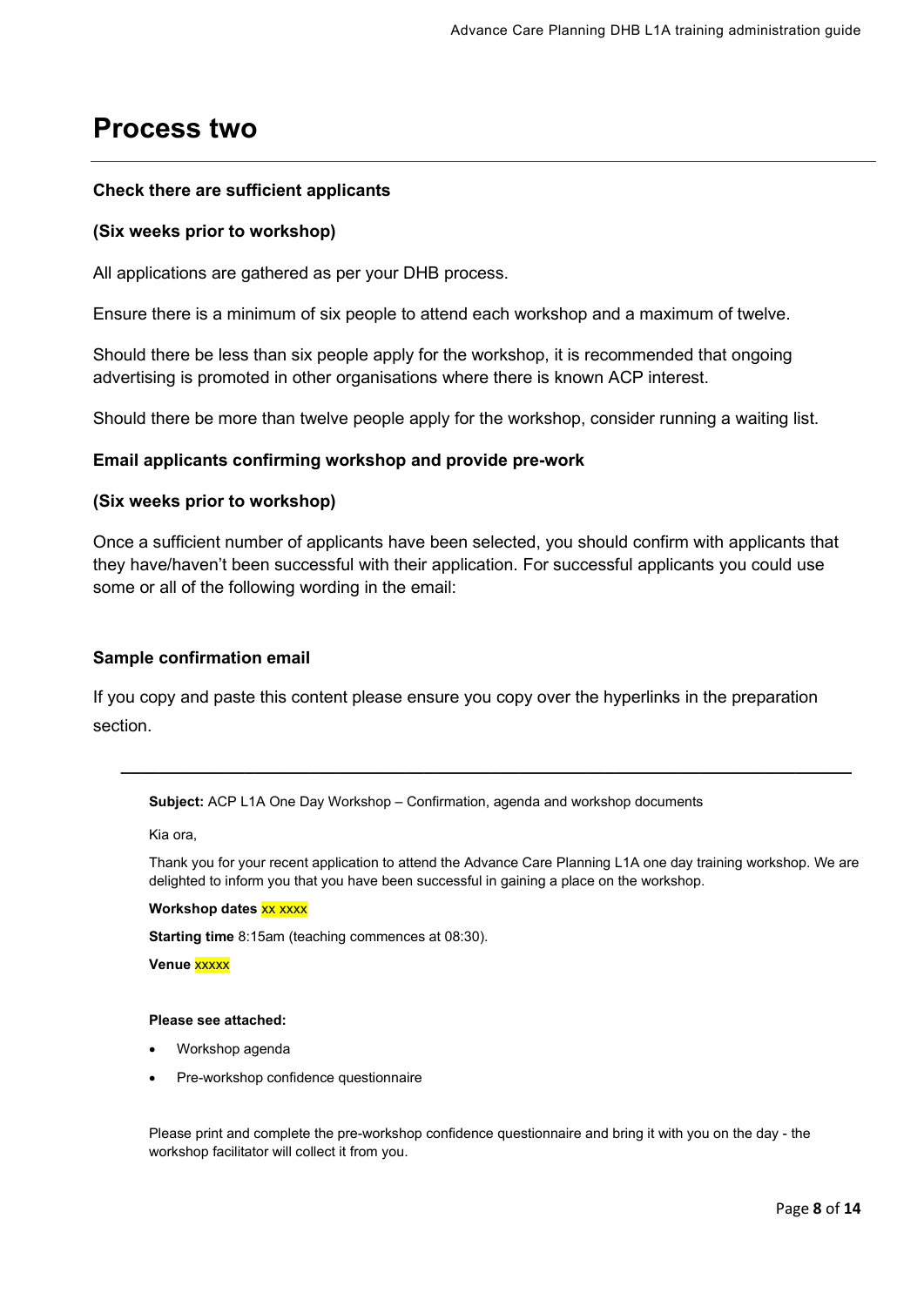# Process two

**Check there are sufficient applicants**

**(Six weeks prior to workshop)**

All applications are gathered as per your DHB process.

Ensure there is a minimum of six people to attend each workshop and a maximum of twelve.

Should there be less than six people apply for the workshop, it is recommended that ongoing advertising is promoted in other organisations where there is known ACP interest.

Should there be more than twelve people apply for the workshop, consider running a waiting list.

**Email applicants confirming workshop and provide pre-work**

**(Six weeks prior to workshop)**

Once a sufficient number of applicants have been selected, you should confirm with applicants that they have/haven't been successful with their application. For successful applicants you could use some or all of the following wording in the email:

**Sample confirmation email**

If you copy and paste this content please ensure you copy over the hyperlinks in the preparation section.

---

**Subject:** ACP L1A One Day Workshop – Confirmation, agenda and workshop documents

Kia ora,

Thank you for your recent application to attend the Advance Care Planning L1A one day training workshop. We are delighted to inform you that you have been successful in gaining a place on the workshop.

**Workshop dates** xx xxxx

**Starting time** 8:15am (teaching commences at 08:30).

**Venue** xxxxx

**Please see attached:**

- Workshop agenda
- Pre-workshop confidence questionnaire

Please print and complete the pre-workshop confidence questionnaire and bring it with you on the day - the workshop facilitator will collect it from you.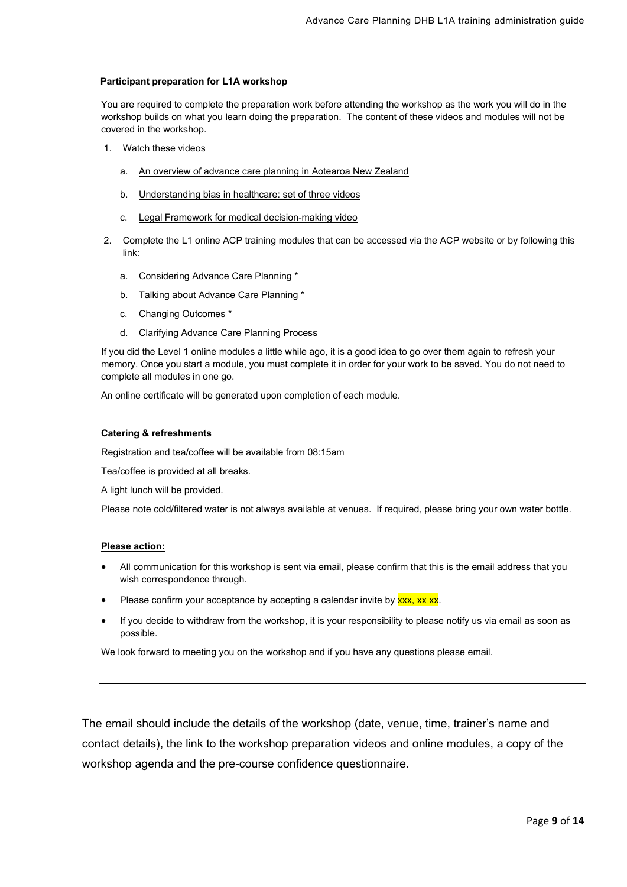**Participant preparation for L1A workshop**

You are required to complete the preparation work before attending the workshop as the work you will do in the workshop builds on what you learn doing the preparation. The content of these videos and modules will not be covered in the workshop.

1. Watch these videos
   a. An overview of advance care planning in Aotearoa New Zealand
   b. Understanding bias in healthcare: set of three videos
   c. Legal Framework for medical decision-making video
2. Complete the L1 online ACP training modules that can be accessed via the ACP website or by following this link:
   a. Considering Advance Care Planning *
   b. Talking about Advance Care Planning *
   c. Changing Outcomes *
   d. Clarifying Advance Care Planning Process

If you did the Level 1 online modules a little while ago, it is a good idea to go over them again to refresh your memory. Once you start a module, you must complete it in order for your work to be saved. You do not need to complete all modules in one go.

An online certificate will be generated upon completion of each module.

**Catering & refreshments**

Registration and tea/coffee will be available from 08:15am

Tea/coffee is provided at all breaks.

A light lunch will be provided.

Please note cold/filtered water is not always available at venues. If required, please bring your own water bottle.

**Please action:**

- All communication for this workshop is sent via email, please confirm that this is the email address that you wish correspondence through.
- Please confirm your acceptance by accepting a calendar invite by xxx, xx xx.
- If you decide to withdraw from the workshop, it is your responsibility to please notify us via email as soon as possible.

We look forward to meeting you on the workshop and if you have any questions please email.

---

The email should include the details of the workshop (date, venue, time, trainer's name and contact details), the link to the workshop preparation videos and online modules, a copy of the workshop agenda and the pre-course confidence questionnaire.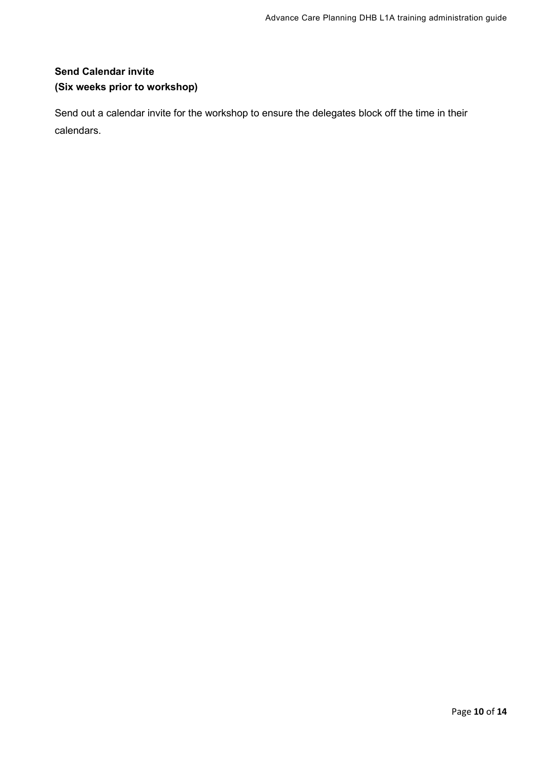**Send Calendar invite**
**(Six weeks prior to workshop)**

Send out a calendar invite for the workshop to ensure the delegates block off the time in their calendars.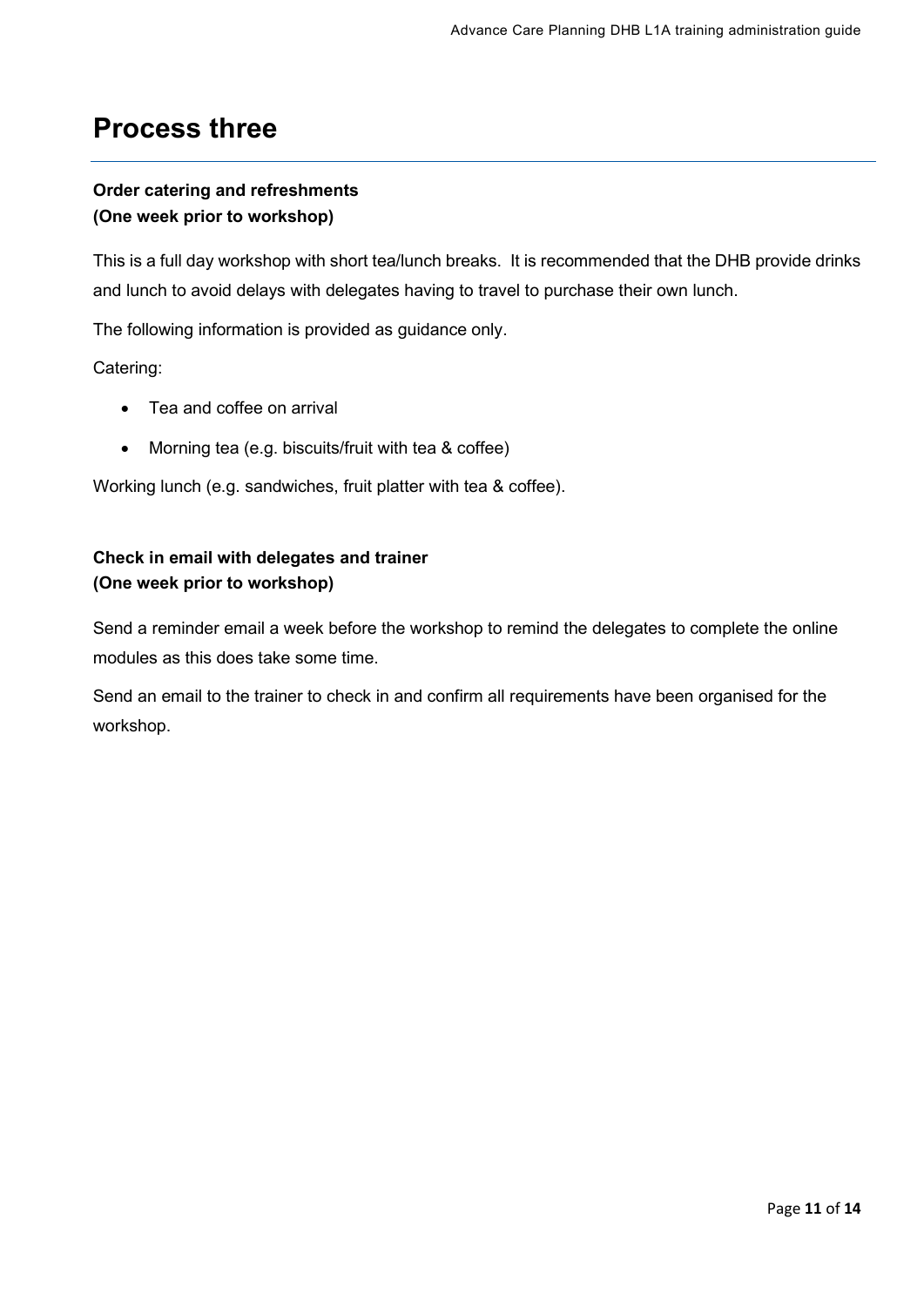# Process three

**Order catering and refreshments**
**(One week prior to workshop)**

This is a full day workshop with short tea/lunch breaks. It is recommended that the DHB provide drinks and lunch to avoid delays with delegates having to travel to purchase their own lunch.

The following information is provided as guidance only.

Catering:

- Tea and coffee on arrival
- Morning tea (e.g. biscuits/fruit with tea & coffee)

Working lunch (e.g. sandwiches, fruit platter with tea & coffee).

**Check in email with delegates and trainer**
**(One week prior to workshop)**

Send a reminder email a week before the workshop to remind the delegates to complete the online modules as this does take some time.

Send an email to the trainer to check in and confirm all requirements have been organised for the workshop.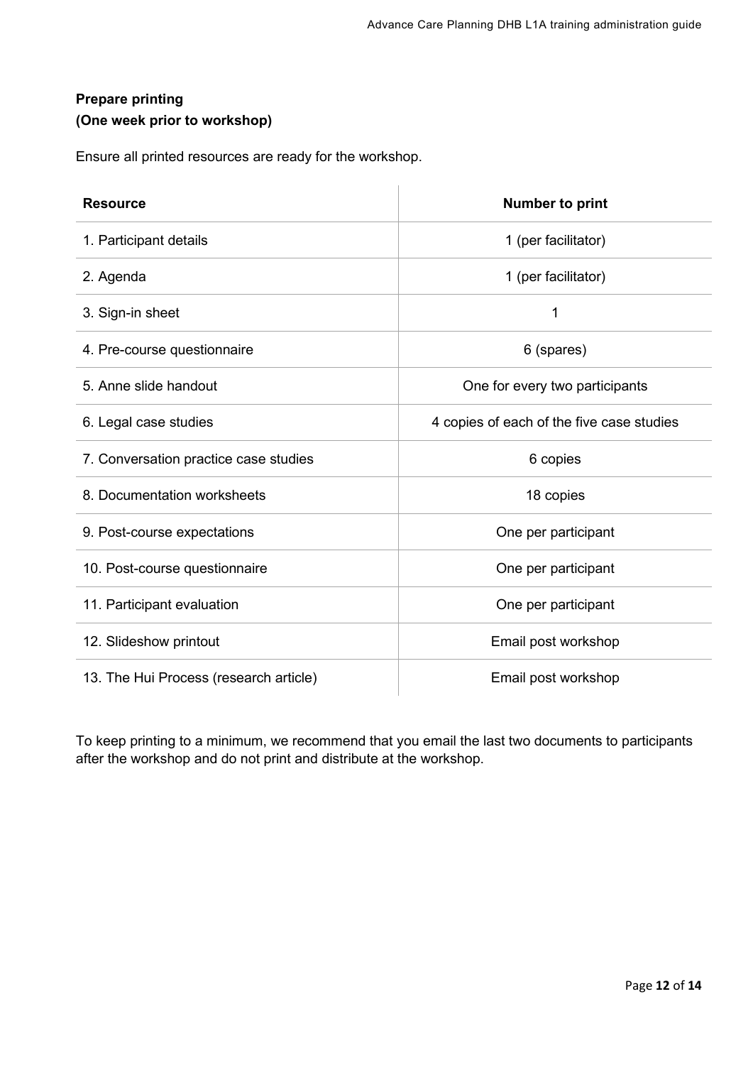**Prepare printing**
**(One week prior to workshop)**

Ensure all printed resources are ready for the workshop.

| Resource | Number to print |
|---|---|
| 1. Participant details | 1 (per facilitator) |
| 2. Agenda | 1 (per facilitator) |
| 3. Sign-in sheet | 1 |
| 4. Pre-course questionnaire | 6 (spares) |
| 5. Anne slide handout | One for every two participants |
| 6. Legal case studies | 4 copies of each of the five case studies |
| 7. Conversation practice case studies | 6 copies |
| 8. Documentation worksheets | 18 copies |
| 9. Post-course expectations | One per participant |
| 10. Post-course questionnaire | One per participant |
| 11. Participant evaluation | One per participant |
| 12. Slideshow printout | Email post workshop |
| 13. The Hui Process (research article) | Email post workshop |

To keep printing to a minimum, we recommend that you email the last two documents to participants after the workshop and do not print and distribute at the workshop.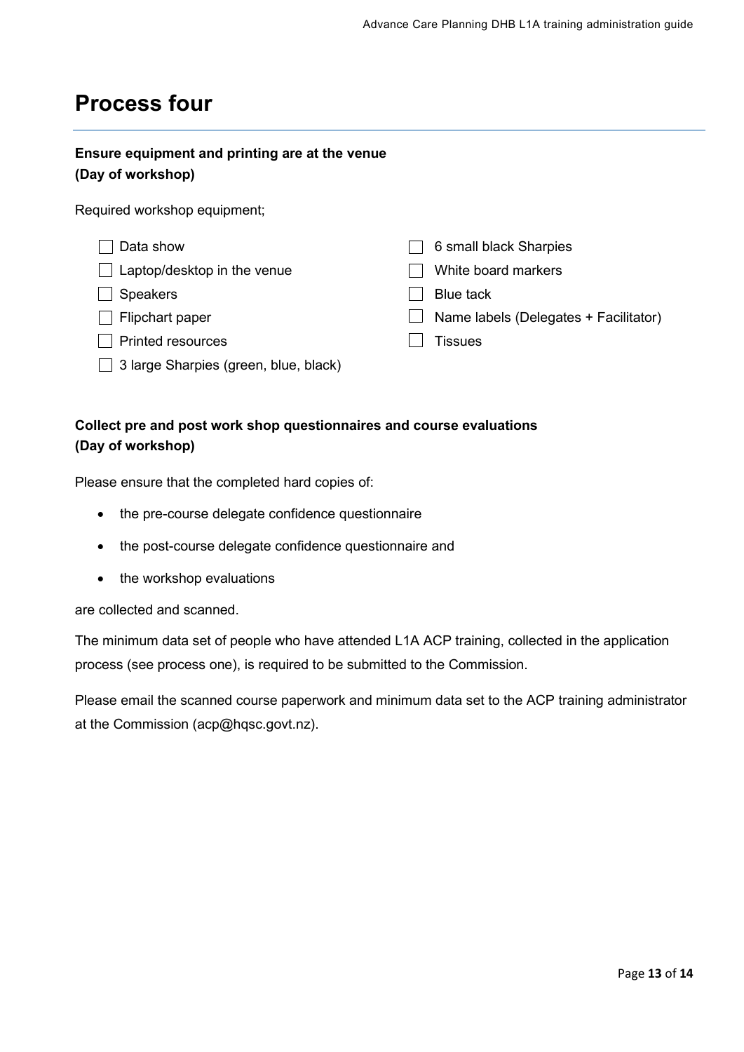# Process four

**Ensure equipment and printing are at the venue**
**(Day of workshop)**

Required workshop equipment;

- [ ] Data show
- [ ] Laptop/desktop in the venue
- [ ] Speakers
- [ ] Flipchart paper
- [ ] Printed resources
- [ ] 3 large Sharpies (green, blue, black)
- [ ] 6 small black Sharpies
- [ ] White board markers
- [ ] Blue tack
- [ ] Name labels (Delegates + Facilitator)
- [ ] Tissues

**Collect pre and post work shop questionnaires and course evaluations**
**(Day of workshop)**

Please ensure that the completed hard copies of:

- the pre-course delegate confidence questionnaire
- the post-course delegate confidence questionnaire and
- the workshop evaluations

are collected and scanned.

The minimum data set of people who have attended L1A ACP training, collected in the application process (see process one), is required to be submitted to the Commission.

Please email the scanned course paperwork and minimum data set to the ACP training administrator at the Commission (acp@hqsc.govt.nz).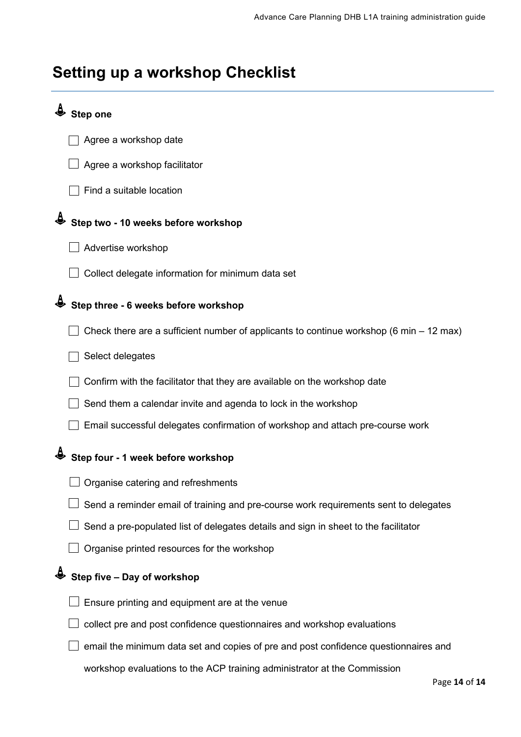# Setting up a workshop Checklist

### Step one

- [ ] Agree a workshop date
- [ ] Agree a workshop facilitator
- [ ] Find a suitable location

### Step two - 10 weeks before workshop

- [ ] Advertise workshop
- [ ] Collect delegate information for minimum data set

### Step three - 6 weeks before workshop

- [ ] Check there are a sufficient number of applicants to continue workshop (6 min – 12 max)
- [ ] Select delegates
- [ ] Confirm with the facilitator that they are available on the workshop date
- [ ] Send them a calendar invite and agenda to lock in the workshop
- [ ] Email successful delegates confirmation of workshop and attach pre-course work

### Step four - 1 week before workshop

- [ ] Organise catering and refreshments
- [ ] Send a reminder email of training and pre-course work requirements sent to delegates
- [ ] Send a pre-populated list of delegates details and sign in sheet to the facilitator
- [ ] Organise printed resources for the workshop

### Step five – Day of workshop

- [ ] Ensure printing and equipment are at the venue
- [ ] collect pre and post confidence questionnaires and workshop evaluations
- [ ] email the minimum data set and copies of pre and post confidence questionnaires and workshop evaluations to the ACP training administrator at the Commission